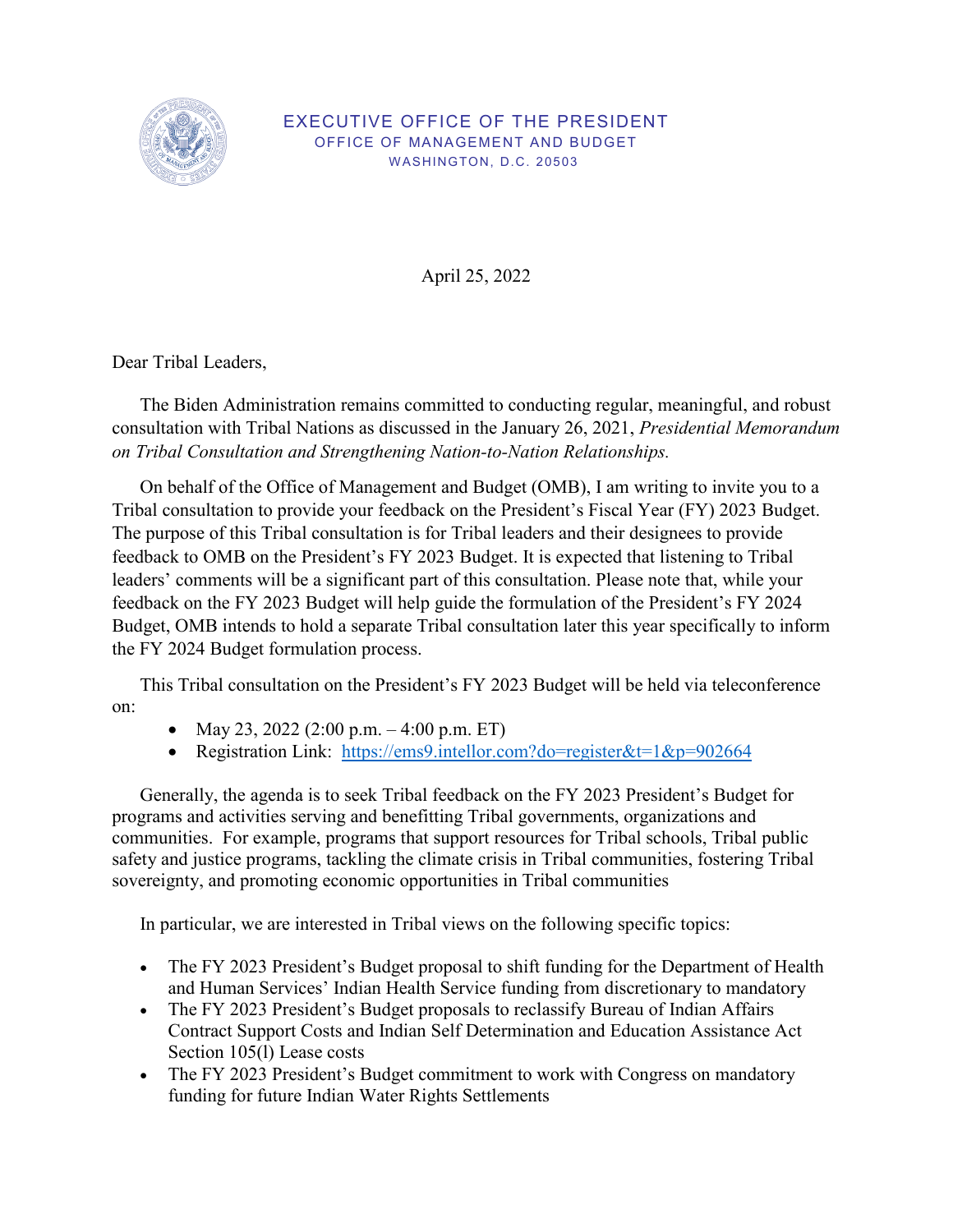EXECUTIVE OFFICE OF THE PRESIDENT
OFFICE OF MANAGEMENT AND BUDGET
WASHINGTON, D.C. 20503

April 25, 2022

Dear Tribal Leaders,

The Biden Administration remains committed to conducting regular, meaningful, and robust consultation with Tribal Nations as discussed in the January 26, 2021, *Presidential Memorandum on Tribal Consultation and Strengthening Nation-to-Nation Relationships.*

On behalf of the Office of Management and Budget (OMB), I am writing to invite you to a Tribal consultation to provide your feedback on the President's Fiscal Year (FY) 2023 Budget. The purpose of this Tribal consultation is for Tribal leaders and their designees to provide feedback to OMB on the President's FY 2023 Budget. It is expected that listening to Tribal leaders' comments will be a significant part of this consultation. Please note that, while your feedback on the FY 2023 Budget will help guide the formulation of the President's FY 2024 Budget, OMB intends to hold a separate Tribal consultation later this year specifically to inform the FY 2024 Budget formulation process.

This Tribal consultation on the President's FY 2023 Budget will be held via teleconference on:

- May 23, 2022 (2:00 p.m. – 4:00 p.m. ET)
- Registration Link: https://ems9.intellor.com?do=register&t=1&p=902664

Generally, the agenda is to seek Tribal feedback on the FY 2023 President's Budget for programs and activities serving and benefitting Tribal governments, organizations and communities. For example, programs that support resources for Tribal schools, Tribal public safety and justice programs, tackling the climate crisis in Tribal communities, fostering Tribal sovereignty, and promoting economic opportunities in Tribal communities

In particular, we are interested in Tribal views on the following specific topics:

- The FY 2023 President's Budget proposal to shift funding for the Department of Health and Human Services' Indian Health Service funding from discretionary to mandatory
- The FY 2023 President's Budget proposals to reclassify Bureau of Indian Affairs Contract Support Costs and Indian Self Determination and Education Assistance Act Section 105(l) Lease costs
- The FY 2023 President's Budget commitment to work with Congress on mandatory funding for future Indian Water Rights Settlements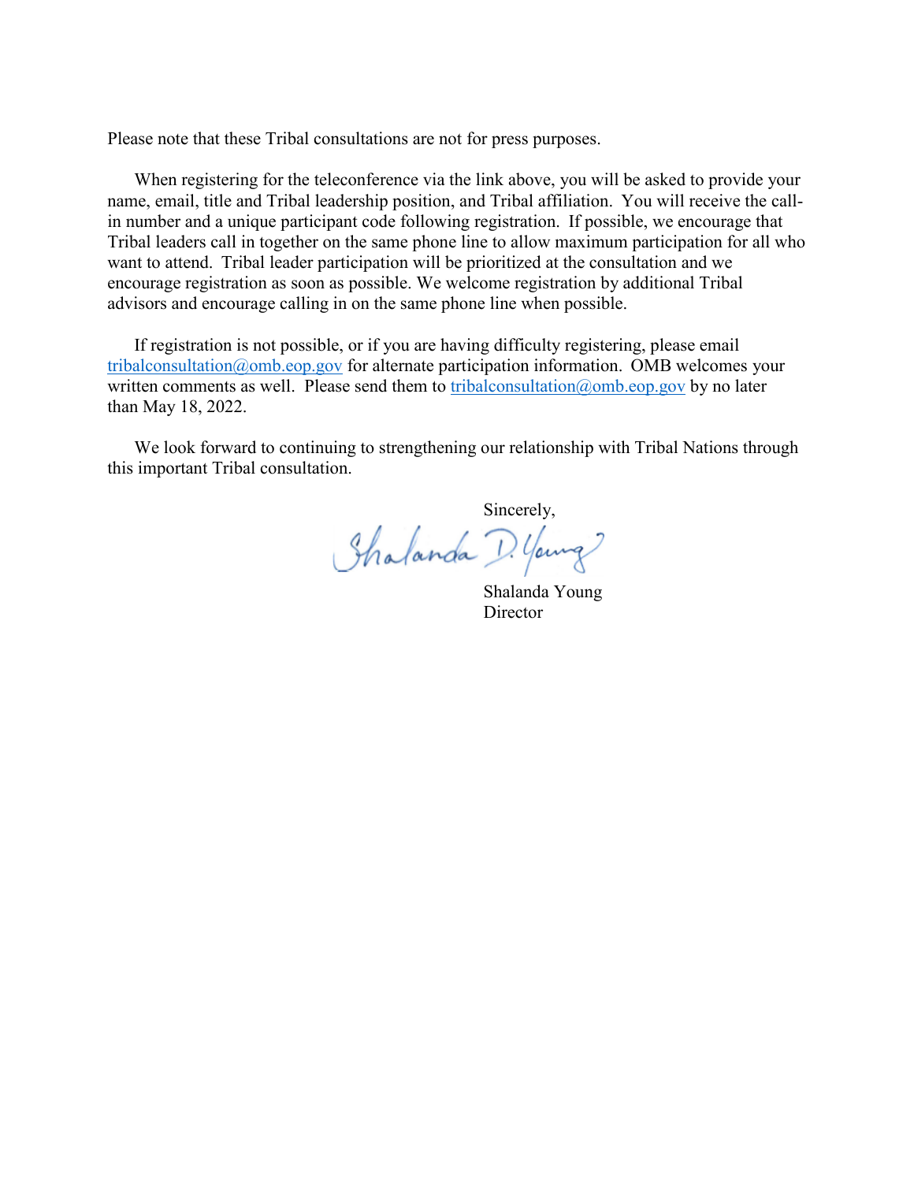Please note that these Tribal consultations are not for press purposes.

When registering for the teleconference via the link above, you will be asked to provide your name, email, title and Tribal leadership position, and Tribal affiliation. You will receive the call-in number and a unique participant code following registration. If possible, we encourage that Tribal leaders call in together on the same phone line to allow maximum participation for all who want to attend. Tribal leader participation will be prioritized at the consultation and we encourage registration as soon as possible. We welcome registration by additional Tribal advisors and encourage calling in on the same phone line when possible.

If registration is not possible, or if you are having difficulty registering, please email tribalconsultation@omb.eop.gov for alternate participation information. OMB welcomes your written comments as well. Please send them to tribalconsultation@omb.eop.gov by no later than May 18, 2022.

We look forward to continuing to strengthening our relationship with Tribal Nations through this important Tribal consultation.

Sincerely,

Shalanda D. Young

Shalanda Young
Director